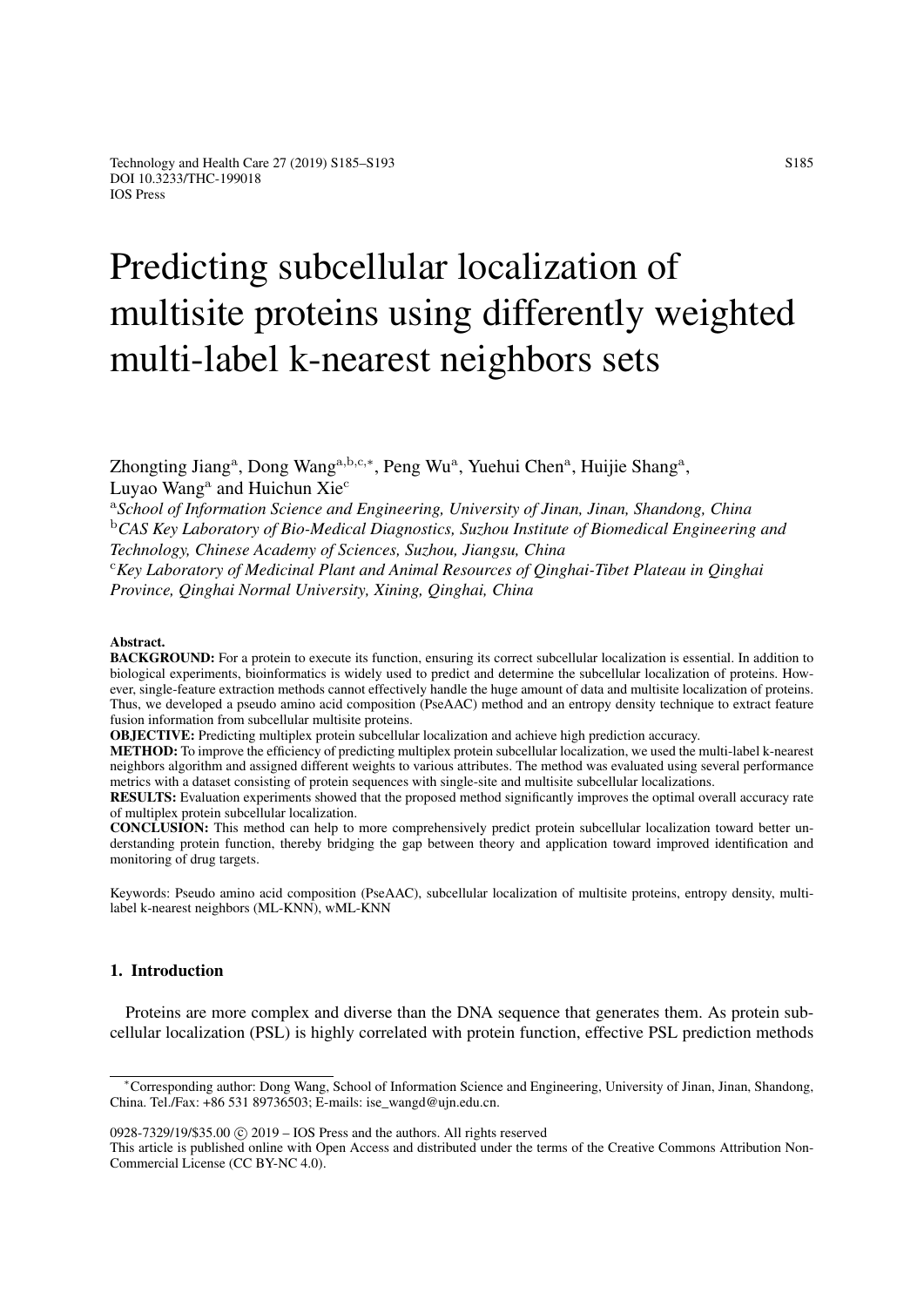# Predicting subcellular localization of multisite proteins using differently weighted multi-label k-nearest neighbors sets

Zhongting Jiang[a], Dong Wang[a,b,c,*], Peng Wu[a], Yuehui Chen[a], Huijie Shang[a], Luyao Wang[a] and Huichun Xie[c]

[a]*School of Information Science and Engineering, University of Jinan, Jinan, Shandong, China*

[b]*CAS Key Laboratory of Bio-Medical Diagnostics, Suzhou Institute of Biomedical Engineering and Technology, Chinese Academy of Sciences, Suzhou, Jiangsu, China*

[c]*Key Laboratory of Medicinal Plant and Animal Resources of Qinghai-Tibet Plateau in Qinghai Province, Qinghai Normal University, Xining, Qinghai, China*

**Abstract.**

**BACKGROUND:** For a protein to execute its function, ensuring its correct subcellular localization is essential. In addition to biological experiments, bioinformatics is widely used to predict and determine the subcellular localization of proteins. However, single-feature extraction methods cannot effectively handle the huge amount of data and multisite localization of proteins. Thus, we developed a pseudo amino acid composition (PseAAC) method and an entropy density technique to extract feature fusion information from subcellular multisite proteins.

**OBJECTIVE:** Predicting multiplex protein subcellular localization and achieve high prediction accuracy.

**METHOD:** To improve the efficiency of predicting multiplex protein subcellular localization, we used the multi-label k-nearest neighbors algorithm and assigned different weights to various attributes. The method was evaluated using several performance metrics with a dataset consisting of protein sequences with single-site and multisite subcellular localizations.

**RESULTS:** Evaluation experiments showed that the proposed method significantly improves the optimal overall accuracy rate of multiplex protein subcellular localization.

**CONCLUSION:** This method can help to more comprehensively predict protein subcellular localization toward better understanding protein function, thereby bridging the gap between theory and application toward improved identification and monitoring of drug targets.

Keywords: Pseudo amino acid composition (PseAAC), subcellular localization of multisite proteins, entropy density, multi-label k-nearest neighbors (ML-KNN), wML-KNN

## 1. Introduction

Proteins are more complex and diverse than the DNA sequence that generates them. As protein subcellular localization (PSL) is highly correlated with protein function, effective PSL prediction methods

*Corresponding author: Dong Wang, School of Information Science and Engineering, University of Jinan, Jinan, Shandong, China. Tel./Fax: +86 531 89736503; E-mails: ise_wangd@ujn.edu.cn.

0928-7329/19/$35.00 © 2019 – IOS Press and the authors. All rights reserved

This article is published online with Open Access and distributed under the terms of the Creative Commons Attribution Non-Commercial License (CC BY-NC 4.0).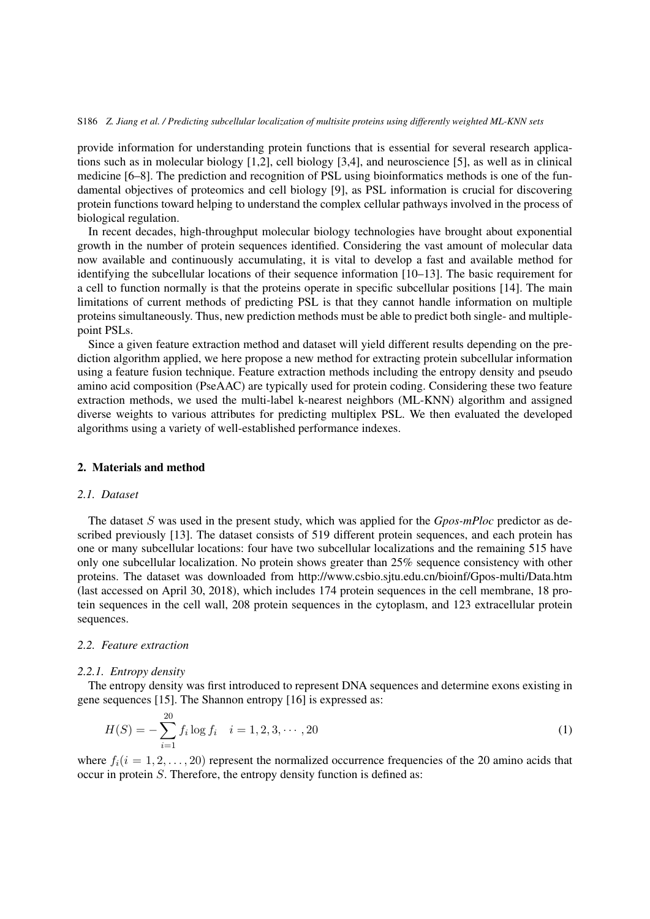provide information for understanding protein functions that is essential for several research applications such as in molecular biology [1,2], cell biology [3,4], and neuroscience [5], as well as in clinical medicine [6–8]. The prediction and recognition of PSL using bioinformatics methods is one of the fundamental objectives of proteomics and cell biology [9], as PSL information is crucial for discovering protein functions toward helping to understand the complex cellular pathways involved in the process of biological regulation.

In recent decades, high-throughput molecular biology technologies have brought about exponential growth in the number of protein sequences identified. Considering the vast amount of molecular data now available and continuously accumulating, it is vital to develop a fast and available method for identifying the subcellular locations of their sequence information [10–13]. The basic requirement for a cell to function normally is that the proteins operate in specific subcellular positions [14]. The main limitations of current methods of predicting PSL is that they cannot handle information on multiple proteins simultaneously. Thus, new prediction methods must be able to predict both single- and multiple-point PSLs.

Since a given feature extraction method and dataset will yield different results depending on the prediction algorithm applied, we here propose a new method for extracting protein subcellular information using a feature fusion technique. Feature extraction methods including the entropy density and pseudo amino acid composition (PseAAC) are typically used for protein coding. Considering these two feature extraction methods, we used the multi-label k-nearest neighbors (ML-KNN) algorithm and assigned diverse weights to various attributes for predicting multiplex PSL. We then evaluated the developed algorithms using a variety of well-established performance indexes.

## 2. Materials and method

### 2.1. Dataset

The dataset $S$ was used in the present study, which was applied for the *Gpos-mPloc* predictor as described previously [13]. The dataset consists of 519 different protein sequences, and each protein has one or many subcellular locations: four have two subcellular localizations and the remaining 515 have only one subcellular localization. No protein shows greater than 25% sequence consistency with other proteins. The dataset was downloaded from http://www.csbio.sjtu.edu.cn/bioinf/Gpos-multi/Data.htm (last accessed on April 30, 2018), which includes 174 protein sequences in the cell membrane, 18 protein sequences in the cell wall, 208 protein sequences in the cytoplasm, and 123 extracellular protein sequences.

### 2.2. Feature extraction

#### 2.2.1. Entropy density

The entropy density was first introduced to represent DNA sequences and determine exons existing in gene sequences [15]. The Shannon entropy [16] is expressed as:

$$H(S) = -\sum_{i=1}^{20} f_i \log f_i \quad i = 1, 2, 3, \cdots, 20 \tag{1}$$

where $f_i (i = 1, 2, \ldots, 20)$ represent the normalized occurrence frequencies of the 20 amino acids that occur in protein $S$. Therefore, the entropy density function is defined as: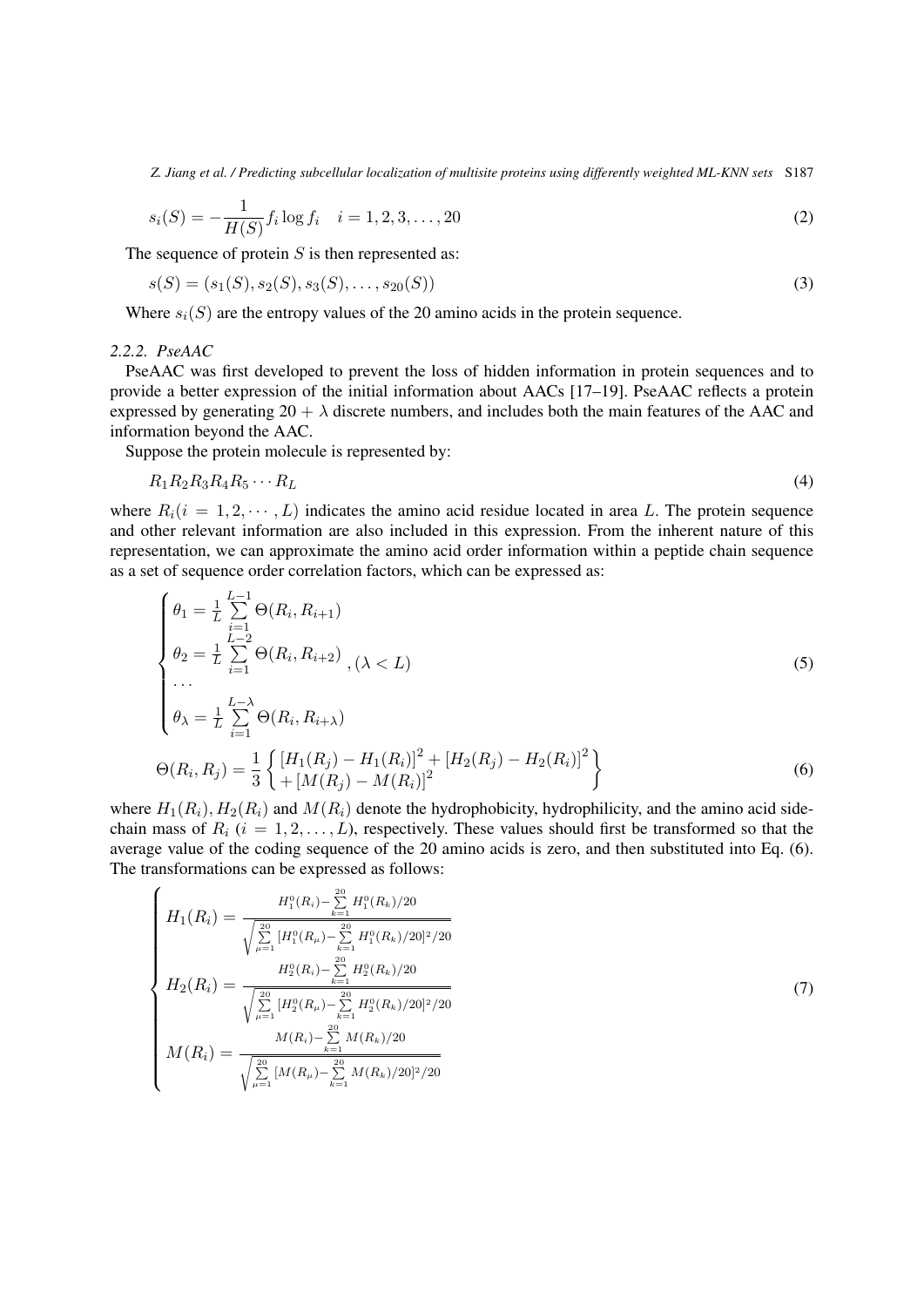$$s_i(S) = -\frac{1}{H(S)} f_i \log f_i \quad i = 1, 2, 3, \ldots, 20 \tag{2}$$

The sequence of protein $S$ is then represented as:

$$s(S) = (s_1(S), s_2(S), s_3(S), \ldots, s_{20}(S)) \tag{3}$$

Where $s_i(S)$ are the entropy values of the 20 amino acids in the protein sequence.

### *2.2.2. PseAAC*

PseAAC was first developed to prevent the loss of hidden information in protein sequences and to provide a better expression of the initial information about AACs [17–19]. PseAAC reflects a protein expressed by generating $20 + \lambda$ discrete numbers, and includes both the main features of the AAC and information beyond the AAC.

Suppose the protein molecule is represented by:

$$R_1 R_2 R_3 R_4 R_5 \cdots R_L \tag{4}$$

where $R_i (i = 1, 2, \cdots, L)$ indicates the amino acid residue located in area $L$. The protein sequence and other relevant information are also included in this expression. From the inherent nature of this representation, we can approximate the amino acid order information within a peptide chain sequence as a set of sequence order correlation factors, which can be expressed as:

$$\begin{cases} \theta_1 = \frac{1}{L} \sum\limits_{i=1}^{L-1} \Theta(R_i, R_{i+1}) \\ \theta_2 = \frac{1}{L} \sum\limits_{i=1}^{L-2} \Theta(R_i, R_{i+2}) \quad , (\lambda < L) \\ \cdots \\ \theta_\lambda = \frac{1}{L} \sum\limits_{i=1}^{L-\lambda} \Theta(R_i, R_{i+\lambda}) \end{cases} \tag{5}$$

$$\Theta(R_i, R_j) = \frac{1}{3} \left\{ \begin{matrix} [H_1(R_j) - H_1(R_i)]^2 + [H_2(R_j) - H_2(R_i)]^2 \\ + [M(R_j) - M(R_i)]^2 \end{matrix} \right\} \tag{6}$$

where $H_1(R_i), H_2(R_i)$ and $M(R_i)$ denote the hydrophobicity, hydrophilicity, and the amino acid side-chain mass of $R_i$ ($i = 1, 2, \ldots, L$), respectively. These values should first be transformed so that the average value of the coding sequence of the 20 amino acids is zero, and then substituted into Eq. (6). The transformations can be expressed as follows:

$$\begin{cases} H_1(R_i) = \dfrac{H_1^0(R_i) - \sum\limits_{k=1}^{20} H_1^0(R_k)/20}{\sqrt{\sum\limits_{\mu=1}^{20} [H_1^0(R_\mu) - \sum\limits_{k=1}^{20} H_1^0(R_k)/20]^2/20}} \\ H_2(R_i) = \dfrac{H_2^0(R_i) - \sum\limits_{k=1}^{20} H_2^0(R_k)/20}{\sqrt{\sum\limits_{\mu=1}^{20} [H_2^0(R_\mu) - \sum\limits_{k=1}^{20} H_2^0(R_k)/20]^2/20}} \\ M(R_i) = \dfrac{M(R_i) - \sum\limits_{k=1}^{20} M(R_k)/20}{\sqrt{\sum\limits_{\mu=1}^{20} [M(R_\mu) - \sum\limits_{k=1}^{20} M(R_k)/20]^2/20}} \end{cases} \tag{7}$$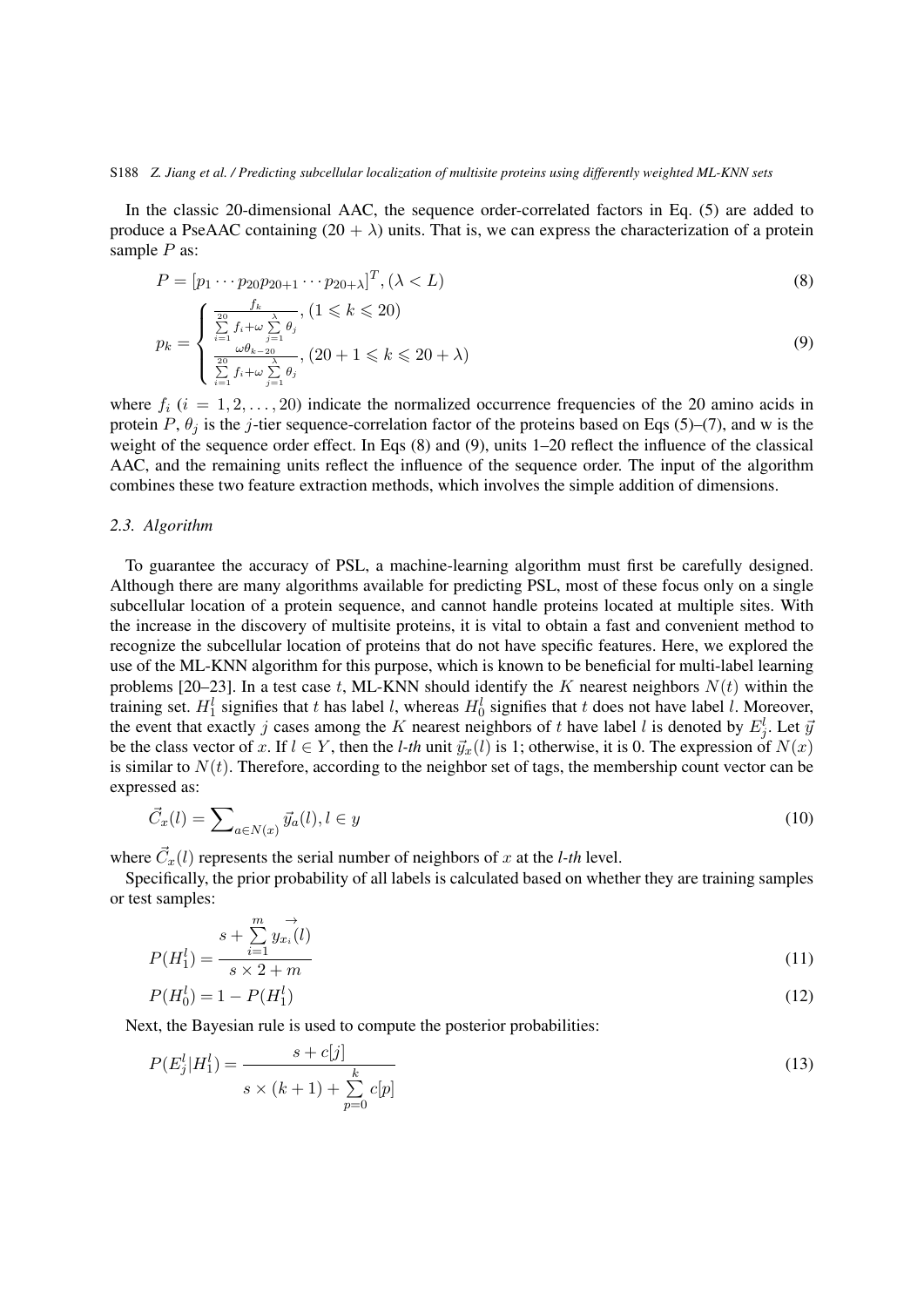In the classic 20-dimensional AAC, the sequence order-correlated factors in Eq. (5) are added to produce a PseAAC containing $(20 + \lambda)$ units. That is, we can express the characterization of a protein sample $P$ as:

$$P = [p_1 \cdots p_{20} p_{20+1} \cdots p_{20+\lambda}]^T, (\lambda < L) \tag{8}$$

$$p_k = \begin{cases} \dfrac{f_k}{\sum\limits_{i=1}^{20} f_i + \omega \sum\limits_{j=1}^{\lambda} \theta_j}, (1 \leqslant k \leqslant 20) \\ \dfrac{\omega \theta_{k-20}}{\sum\limits_{i=1}^{20} f_i + \omega \sum\limits_{j=1}^{\lambda} \theta_j}, (20 + 1 \leqslant k \leqslant 20 + \lambda) \end{cases} \tag{9}$$

where $f_i$ $(i = 1, 2, \ldots, 20)$ indicate the normalized occurrence frequencies of the 20 amino acids in protein $P$, $\theta_j$ is the $j$-tier sequence-correlation factor of the proteins based on Eqs (5)–(7), and w is the weight of the sequence order effect. In Eqs (8) and (9), units 1–20 reflect the influence of the classical AAC, and the remaining units reflect the influence of the sequence order. The input of the algorithm combines these two feature extraction methods, which involves the simple addition of dimensions.

### 2.3. Algorithm

To guarantee the accuracy of PSL, a machine-learning algorithm must first be carefully designed. Although there are many algorithms available for predicting PSL, most of these focus only on a single subcellular location of a protein sequence, and cannot handle proteins located at multiple sites. With the increase in the discovery of multisite proteins, it is vital to obtain a fast and convenient method to recognize the subcellular location of proteins that do not have specific features. Here, we explored the use of the ML-KNN algorithm for this purpose, which is known to be beneficial for multi-label learning problems [20–23]. In a test case $t$, ML-KNN should identify the $K$ nearest neighbors $N(t)$ within the training set. $H_1^l$ signifies that $t$ has label $l$, whereas $H_0^l$ signifies that $t$ does not have label $l$. Moreover, the event that exactly $j$ cases among the $K$ nearest neighbors of $t$ have label $l$ is denoted by $E_j^l$. Let $\vec{y}$ be the class vector of $x$. If $l \in Y$, then the *l-th* unit $\vec{y}_x(l)$ is 1; otherwise, it is 0. The expression of $N(x)$ is similar to $N(t)$. Therefore, according to the neighbor set of tags, the membership count vector can be expressed as:

$$\vec{C}_x(l) = \sum\nolimits_{a \in N(x)} \vec{y}_a(l), l \in y \tag{10}$$

where $\vec{C}_x(l)$ represents the serial number of neighbors of $x$ at the *l-th* level.

Specifically, the prior probability of all labels is calculated based on whether they are training samples or test samples:

$$P(H_1^l) = \frac{s + \sum\limits_{i=1}^{m} \overrightarrow{y_{x_i}}(l)}{s \times 2 + m} \tag{11}$$

$$P(H_0^l) = 1 - P(H_1^l) \tag{12}$$

Next, the Bayesian rule is used to compute the posterior probabilities:

$$P(E_j^l | H_1^l) = \frac{s + c[j]}{s \times (k+1) + \sum\limits_{p=0}^{k} c[p]} \tag{13}$$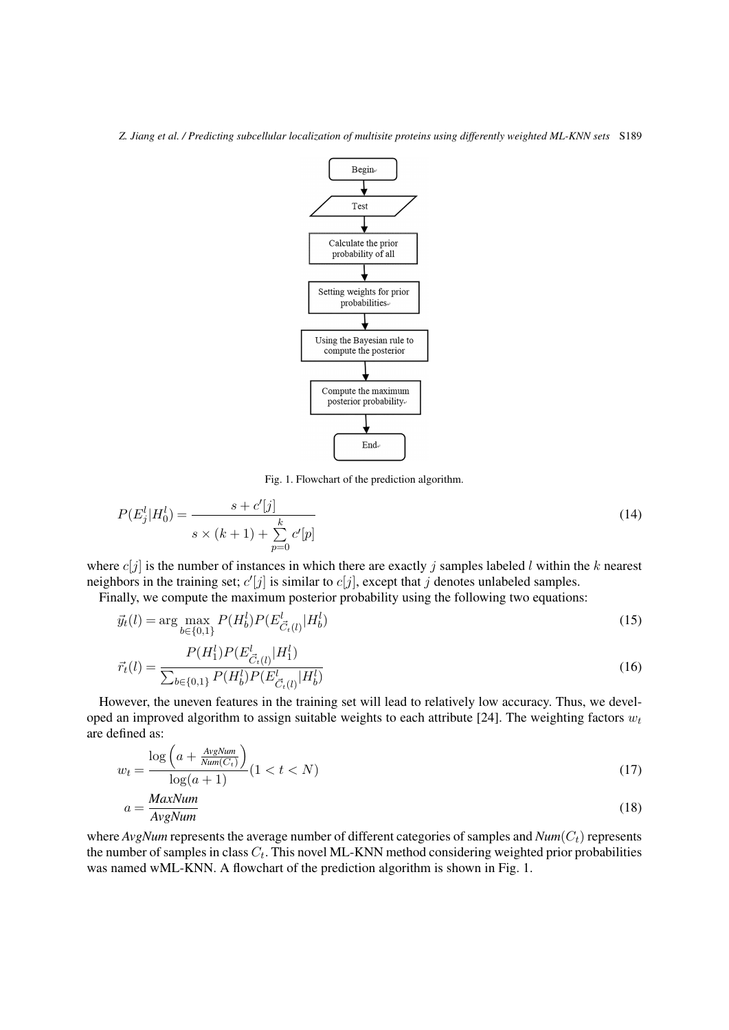Fig. 1. Flowchart of the prediction algorithm.

$$P(E_j^l|H_0^l) = \frac{s + c'[j]}{s \times (k+1) + \sum_{p=0}^{k} c'[p]} \tag{14}$$

where $c[j]$ is the number of instances in which there are exactly $j$ samples labeled $l$ within the $k$ nearest neighbors in the training set; $c'[j]$ is similar to $c[j]$, except that $j$ denotes unlabeled samples.

Finally, we compute the maximum posterior probability using the following two equations:

$$\vec{y}_t(l) = \arg\max_{b \in \{0,1\}} P(H_b^l) P(E_{\vec{C}_t(l)}^l | H_b^l) \tag{15}$$

$$\vec{r}_t(l) = \frac{P(H_1^l) P(E_{\vec{C}_t(l)}^l | H_1^l)}{\sum_{b \in \{0,1\}} P(H_b^l) P(E_{\vec{C}_t(l)}^l | H_b^l)} \tag{16}$$

However, the uneven features in the training set will lead to relatively low accuracy. Thus, we developed an improved algorithm to assign suitable weights to each attribute [24]. The weighting factors $w_t$ are defined as:

$$w_t = \frac{\log\left(a + \frac{AvgNum}{Num(C_t)}\right)}{\log(a+1)} (1 < t < N) \tag{17}$$

$$a = \frac{MaxNum}{AvgNum} \tag{18}$$

where *AvgNum* represents the average number of different categories of samples and $Num(C_t)$ represents the number of samples in class $C_t$. This novel ML-KNN method considering weighted prior probabilities was named wML-KNN. A flowchart of the prediction algorithm is shown in Fig. 1.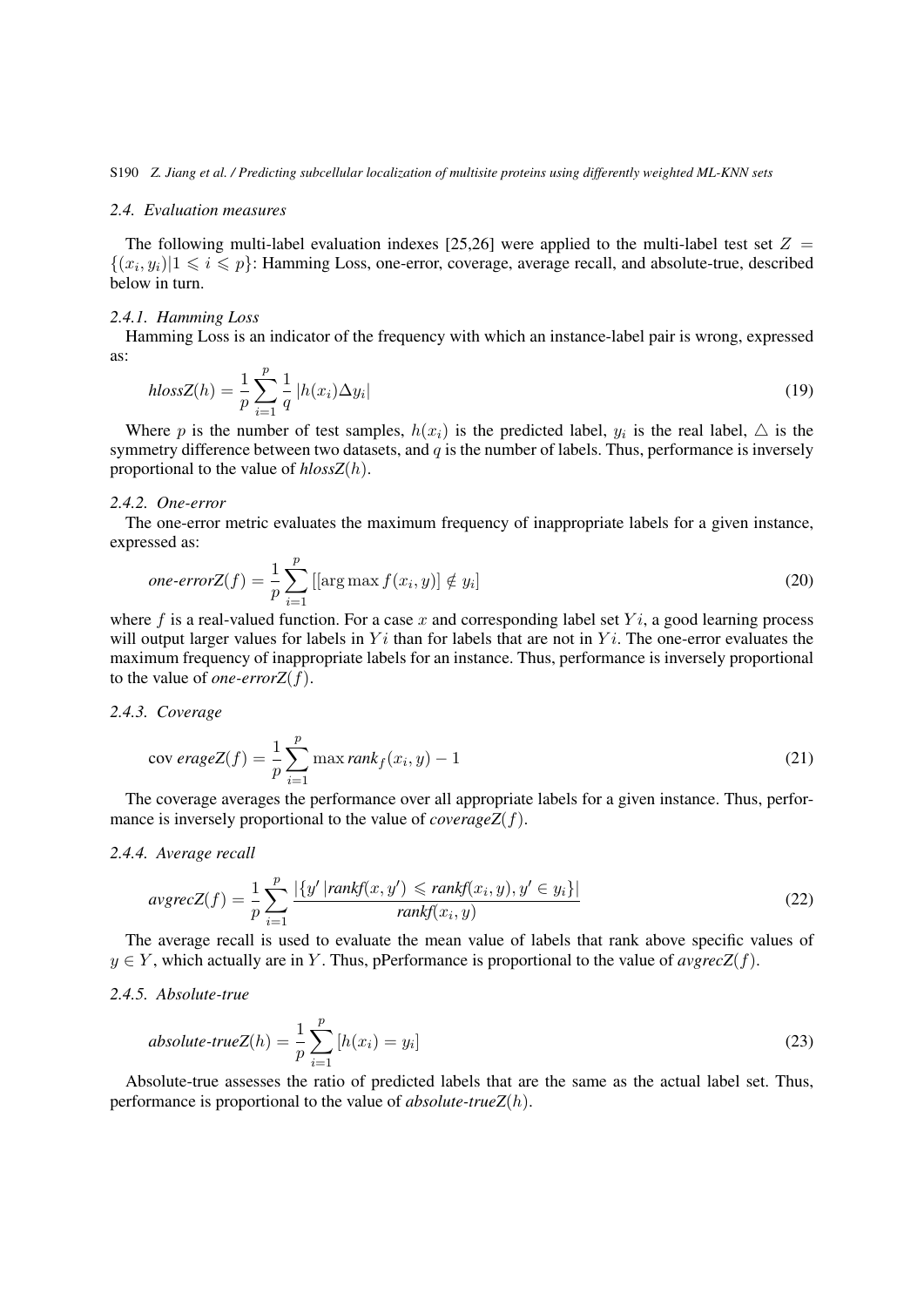### 2.4. Evaluation measures

The following multi-label evaluation indexes [25,26] were applied to the multi-label test set $Z = \{(x_i, y_i)|1 \leqslant i \leqslant p\}$: Hamming Loss, one-error, coverage, average recall, and absolute-true, described below in turn.

#### 2.4.1. Hamming Loss

Hamming Loss is an indicator of the frequency with which an instance-label pair is wrong, expressed as:

$$\textit{hlossZ}(h) = \frac{1}{p}\sum_{i=1}^{p}\frac{1}{q}\left|h(x_i)\Delta y_i\right| \tag{19}$$

Where $p$ is the number of test samples, $h(x_i)$ is the predicted label, $y_i$ is the real label, $\triangle$ is the symmetry difference between two datasets, and $q$ is the number of labels. Thus, performance is inversely proportional to the value of *hlossZ*$(h)$.

#### 2.4.2. One-error

The one-error metric evaluates the maximum frequency of inappropriate labels for a given instance, expressed as:

$$\textit{one-errorZ}(f) = \frac{1}{p}\sum_{i=1}^{p}\left[\left[\arg\max f(x_i, y)\right] \notin y_i\right] \tag{20}$$

where $f$ is a real-valued function. For a case $x$ and corresponding label set $Yi$, a good learning process will output larger values for labels in $Yi$ than for labels that are not in $Yi$. The one-error evaluates the maximum frequency of inappropriate labels for an instance. Thus, performance is inversely proportional to the value of *one-errorZ*$(f)$.

#### 2.4.3. Coverage

$$\text{cov}\,\textit{erageZ}(f) = \frac{1}{p}\sum_{i=1}^{p}\max \textit{rank}_f(x_i, y) - 1 \tag{21}$$

The coverage averages the performance over all appropriate labels for a given instance. Thus, performance is inversely proportional to the value of *coverageZ*$(f)$.

#### 2.4.4. Average recall

$$\textit{avgrecZ}(f) = \frac{1}{p}\sum_{i=1}^{p}\frac{\left|\{y'\,|\textit{rankf}(x, y') \leqslant \textit{rankf}(x_i, y), y' \in y_i\}\right|}{\textit{rankf}(x_i, y)} \tag{22}$$

The average recall is used to evaluate the mean value of labels that rank above specific values of $y \in Y$, which actually are in $Y$. Thus, pPerformance is proportional to the value of *avgrecZ*$(f)$.

#### 2.4.5. Absolute-true

$$\textit{absolute-trueZ}(h) = \frac{1}{p}\sum_{i=1}^{p}\left[h(x_i) = y_i\right] \tag{23}$$

Absolute-true assesses the ratio of predicted labels that are the same as the actual label set. Thus, performance is proportional to the value of *absolute-trueZ*$(h)$.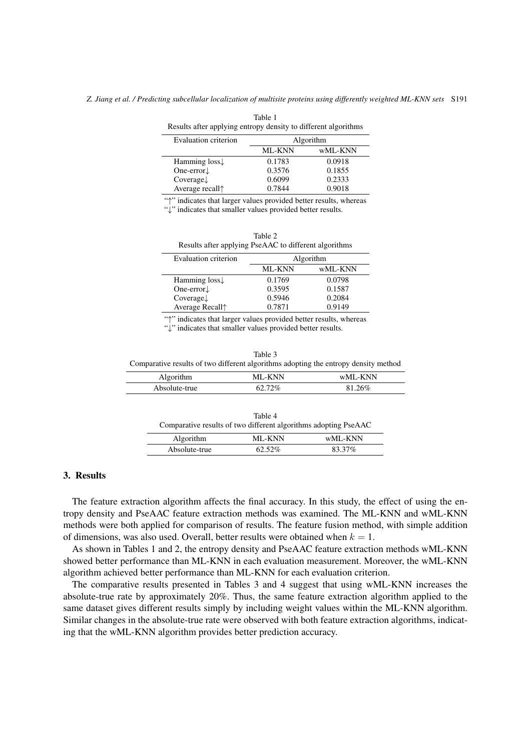Table 1
Results after applying entropy density to different algorithms

| Evaluation criterion | Algorithm | |
|---|---|---|
| | ML-KNN | wML-KNN |
| Hamming loss↓ | 0.1783 | 0.0918 |
| One-error↓ | 0.3576 | 0.1855 |
| Coverage↓ | 0.6099 | 0.2333 |
| Average recall↑ | 0.7844 | 0.9018 |

"↑" indicates that larger values provided better results, whereas "↓" indicates that smaller values provided better results.

Table 2
Results after applying PseAAC to different algorithms

| Evaluation criterion | Algorithm | |
|---|---|---|
| | ML-KNN | wML-KNN |
| Hamming loss↓ | 0.1769 | 0.0798 |
| One-error↓ | 0.3595 | 0.1587 |
| Coverage↓ | 0.5946 | 0.2084 |
| Average Recall↑ | 0.7871 | 0.9149 |

"↑" indicates that larger values provided better results, whereas "↓" indicates that smaller values provided better results.

Table 3
Comparative results of two different algorithms adopting the entropy density method

| Algorithm | ML-KNN | wML-KNN |
|---|---|---|
| Absolute-true | 62.72% | 81.26% |

Table 4
Comparative results of two different algorithms adopting PseAAC

| Algorithm | ML-KNN | wML-KNN |
|---|---|---|
| Absolute-true | 62.52% | 83.37% |

## 3. Results

The feature extraction algorithm affects the final accuracy. In this study, the effect of using the entropy density and PseAAC feature extraction methods was examined. The ML-KNN and wML-KNN methods were both applied for comparison of results. The feature fusion method, with simple addition of dimensions, was also used. Overall, better results were obtained when $k = 1$.

As shown in Tables 1 and 2, the entropy density and PseAAC feature extraction methods wML-KNN showed better performance than ML-KNN in each evaluation measurement. Moreover, the wML-KNN algorithm achieved better performance than ML-KNN for each evaluation criterion.

The comparative results presented in Tables 3 and 4 suggest that using wML-KNN increases the absolute-true rate by approximately 20%. Thus, the same feature extraction algorithm applied to the same dataset gives different results simply by including weight values within the ML-KNN algorithm. Similar changes in the absolute-true rate were observed with both feature extraction algorithms, indicating that the wML-KNN algorithm provides better prediction accuracy.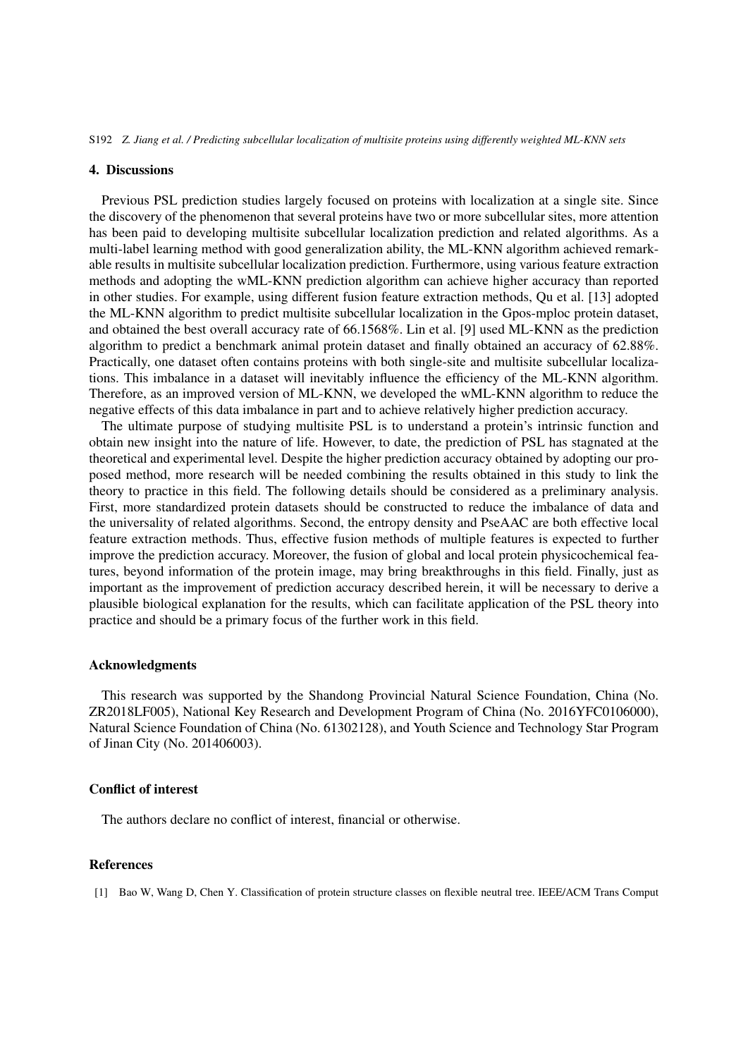## 4. Discussions

Previous PSL prediction studies largely focused on proteins with localization at a single site. Since the discovery of the phenomenon that several proteins have two or more subcellular sites, more attention has been paid to developing multisite subcellular localization prediction and related algorithms. As a multi-label learning method with good generalization ability, the ML-KNN algorithm achieved remarkable results in multisite subcellular localization prediction. Furthermore, using various feature extraction methods and adopting the wML-KNN prediction algorithm can achieve higher accuracy than reported in other studies. For example, using different fusion feature extraction methods, Qu et al. [13] adopted the ML-KNN algorithm to predict multisite subcellular localization in the Gpos-mploc protein dataset, and obtained the best overall accuracy rate of 66.1568%. Lin et al. [9] used ML-KNN as the prediction algorithm to predict a benchmark animal protein dataset and finally obtained an accuracy of 62.88%. Practically, one dataset often contains proteins with both single-site and multisite subcellular localizations. This imbalance in a dataset will inevitably influence the efficiency of the ML-KNN algorithm. Therefore, as an improved version of ML-KNN, we developed the wML-KNN algorithm to reduce the negative effects of this data imbalance in part and to achieve relatively higher prediction accuracy.

The ultimate purpose of studying multisite PSL is to understand a protein's intrinsic function and obtain new insight into the nature of life. However, to date, the prediction of PSL has stagnated at the theoretical and experimental level. Despite the higher prediction accuracy obtained by adopting our proposed method, more research will be needed combining the results obtained in this study to link the theory to practice in this field. The following details should be considered as a preliminary analysis. First, more standardized protein datasets should be constructed to reduce the imbalance of data and the universality of related algorithms. Second, the entropy density and PseAAC are both effective local feature extraction methods. Thus, effective fusion methods of multiple features is expected to further improve the prediction accuracy. Moreover, the fusion of global and local protein physicochemical features, beyond information of the protein image, may bring breakthroughs in this field. Finally, just as important as the improvement of prediction accuracy described herein, it will be necessary to derive a plausible biological explanation for the results, which can facilitate application of the PSL theory into practice and should be a primary focus of the further work in this field.

### Acknowledgments

This research was supported by the Shandong Provincial Natural Science Foundation, China (No. ZR2018LF005), National Key Research and Development Program of China (No. 2016YFC0106000), Natural Science Foundation of China (No. 61302128), and Youth Science and Technology Star Program of Jinan City (No. 201406003).

### Conflict of interest

The authors declare no conflict of interest, financial or otherwise.

### References

[1] Bao W, Wang D, Chen Y. Classification of protein structure classes on flexible neutral tree. IEEE/ACM Trans Comput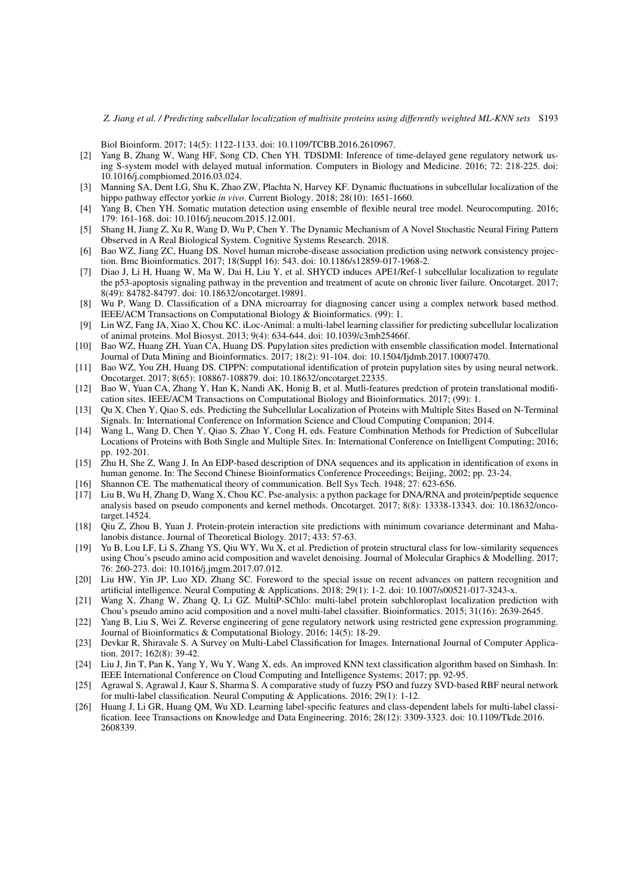Biol Bioinform. 2017; 14(5): 1122-1133. doi: 10.1109/TCBB.2016.2610967.

[2] Yang B, Zhang W, Wang HF, Song CD, Chen YH. TDSDMI: Inference of time-delayed gene regulatory network using S-system model with delayed mutual information. Computers in Biology and Medicine. 2016; 72: 218-225. doi: 10.1016/j.compbiomed.2016.03.024.

[3] Manning SA, Dent LG, Shu K, Zhao ZW, Plachta N, Harvey KF. Dynamic fluctuations in subcellular localization of the hippo pathway effector yorkie *in vivo*. Current Biology. 2018; 28(10): 1651-1660.

[4] Yang B, Chen YH. Somatic mutation detection using ensemble of flexible neural tree model. Neurocomputing. 2016; 179: 161-168. doi: 10.1016/j.neucom.2015.12.001.

[5] Shang H, Jiang Z, Xu R, Wang D, Wu P, Chen Y. The Dynamic Mechanism of A Novel Stochastic Neural Firing Pattern Observed in A Real Biological System. Cognitive Systems Research. 2018.

[6] Bao WZ, Jiang ZC, Huang DS. Novel human microbe-disease association prediction using network consistency projection. Bmc Bioinformatics. 2017; 18(Suppl 16): 543. doi: 10.1186/s12859-017-1968-2.

[7] Diao J, Li H, Huang W, Ma W, Dai H, Liu Y, et al. SHYCD induces APE1/Ref-1 subcellular localization to regulate the p53-apoptosis signaling pathway in the prevention and treatment of acute on chronic liver failure. Oncotarget. 2017; 8(49): 84782-84797. doi: 10.18632/oncotarget.19891.

[8] Wu P, Wang D. Classification of a DNA microarray for diagnosing cancer using a complex network based method. IEEE/ACM Transactions on Computational Biology & Bioinformatics. (99): 1.

[9] Lin WZ, Fang JA, Xiao X, Chou KC. iLoc-Animal: a multi-label learning classifier for predicting subcellular localization of animal proteins. Mol Biosyst. 2013; 9(4): 634-644. doi: 10.1039/c3mb25466f.

[10] Bao WZ, Huang ZH, Yuan CA, Huang DS. Pupylation sites prediction with ensemble classification model. International Journal of Data Mining and Bioinformatics. 2017; 18(2): 91-104. doi: 10.1504/Ijdmb.2017.10007470.

[11] Bao WZ, You ZH, Huang DS. CIPPN: computational identification of protein pupylation sites by using neural network. Oncotarget. 2017; 8(65): 108867-108879. doi: 10.18632/oncotarget.22335.

[12] Bao W, Yuan CA, Zhang Y, Han K, Nandi AK, Honig B, et al. Mutli-features predction of protein translational modification sites. IEEE/ACM Transactions on Computational Biology and Bioinformatics. 2017; (99): 1.

[13] Qu X, Chen Y, Qiao S, eds. Predicting the Subcellular Localization of Proteins with Multiple Sites Based on N-Terminal Signals. In: International Conference on Information Science and Cloud Computing Companion; 2014.

[14] Wang L, Wang D, Chen Y, Qiao S, Zhao Y, Cong H, eds. Feature Combination Methods for Prediction of Subcellular Locations of Proteins with Both Single and Multiple Sites. In: International Conference on Intelligent Computing; 2016; pp. 192-201.

[15] Zhu H, She Z, Wang J. In An EDP-based description of DNA sequences and its application in identification of exons in human genome. In: The Second Chinese Bioinformatics Conference Proceedings; Beijing, 2002; pp. 23-24.

[16] Shannon CE. The mathematical theory of communication. Bell Sys Tech. 1948; 27: 623-656.

[17] Liu B, Wu H, Zhang D, Wang X, Chou KC. Pse-analysis: a python package for DNA/RNA and protein/peptide sequence analysis based on pseudo components and kernel methods. Oncotarget. 2017; 8(8): 13338-13343. doi: 10.18632/oncotarget.14524.

[18] Qiu Z, Zhou B, Yuan J. Protein-protein interaction site predictions with minimum covariance determinant and Mahalanobis distance. Journal of Theoretical Biology. 2017; 433: 57-63.

[19] Yu B, Lou LF, Li S, Zhang YS, Qiu WY, Wu X, et al. Prediction of protein structural class for low-similarity sequences using Chou's pseudo amino acid composition and wavelet denoising. Journal of Molecular Graphics & Modelling. 2017; 76: 260-273. doi: 10.1016/j.jmgm.2017.07.012.

[20] Liu HW, Yin JP, Luo XD, Zhang SC. Foreword to the special issue on recent advances on pattern recognition and artificial intelligence. Neural Computing & Applications. 2018; 29(1): 1-2. doi: 10.1007/s00521-017-3243-x.

[21] Wang X, Zhang W, Zhang Q, Li GZ. MultiP-SChlo: multi-label protein subchloroplast localization prediction with Chou's pseudo amino acid composition and a novel multi-label classifier. Bioinformatics. 2015; 31(16): 2639-2645.

[22] Yang B, Liu S, Wei Z. Reverse engineering of gene regulatory network using restricted gene expression programming. Journal of Bioinformatics & Computational Biology. 2016; 14(5): 18-29.

[23] Devkar R, Shiravale S. A Survey on Multi-Label Classification for Images. International Journal of Computer Application. 2017; 162(8): 39-42.

[24] Liu J, Jin T, Pan K, Yang Y, Wu Y, Wang X, eds. An improved KNN text classification algorithm based on Simhash. In: IEEE International Conference on Cloud Computing and Intelligence Systems; 2017; pp. 92-95.

[25] Agrawal S, Agrawal J, Kaur S, Sharma S. A comparative study of fuzzy PSO and fuzzy SVD-based RBF neural network for multi-label classification. Neural Computing & Applications. 2016; 29(1): 1-12.

[26] Huang J, Li GR, Huang QM, Wu XD. Learning label-specific features and class-dependent labels for multi-label classification. Ieee Transactions on Knowledge and Data Engineering. 2016; 28(12): 3309-3323. doi: 10.1109/Tkde.2016.2608339.